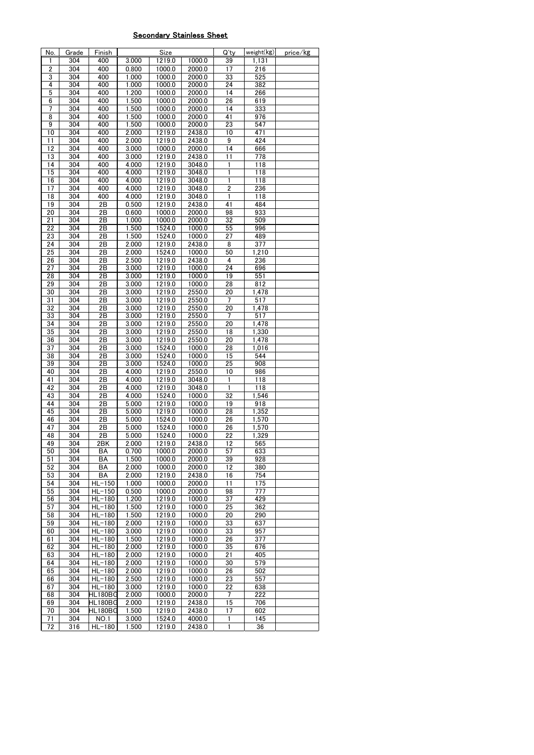## Secondary Stainless Sheet

| No. | Grade | Finish | Size | | | Q'ty | weight(kg) | price/kg |
|---|---|---|---|---|---|---|---|---|
| 1 | 304 | 400 | 3.000 | 1219.0 | 1000.0 | 39 | 1,131 | |
| 2 | 304 | 400 | 0.800 | 1000.0 | 2000.0 | 17 | 216 | |
| 3 | 304 | 400 | 1.000 | 1000.0 | 2000.0 | 33 | 525 | |
| 4 | 304 | 400 | 1.000 | 1000.0 | 2000.0 | 24 | 382 | |
| 5 | 304 | 400 | 1.200 | 1000.0 | 2000.0 | 14 | 266 | |
| 6 | 304 | 400 | 1.500 | 1000.0 | 2000.0 | 26 | 619 | |
| 7 | 304 | 400 | 1.500 | 1000.0 | 2000.0 | 14 | 333 | |
| 8 | 304 | 400 | 1.500 | 1000.0 | 2000.0 | 41 | 976 | |
| 9 | 304 | 400 | 1.500 | 1000.0 | 2000.0 | 23 | 547 | |
| 10 | 304 | 400 | 2.000 | 1219.0 | 2438.0 | 10 | 471 | |
| 11 | 304 | 400 | 2.000 | 1219.0 | 2438.0 | 9 | 424 | |
| 12 | 304 | 400 | 3.000 | 1000.0 | 2000.0 | 14 | 666 | |
| 13 | 304 | 400 | 3.000 | 1219.0 | 2438.0 | 11 | 778 | |
| 14 | 304 | 400 | 4.000 | 1219.0 | 3048.0 | 1 | 118 | |
| 15 | 304 | 400 | 4.000 | 1219.0 | 3048.0 | 1 | 118 | |
| 16 | 304 | 400 | 4.000 | 1219.0 | 3048.0 | 1 | 118 | |
| 17 | 304 | 400 | 4.000 | 1219.0 | 3048.0 | 2 | 236 | |
| 18 | 304 | 400 | 4.000 | 1219.0 | 3048.0 | 1 | 118 | |
| 19 | 304 | 2B | 0.500 | 1219.0 | 2438.0 | 41 | 484 | |
| 20 | 304 | 2B | 0.600 | 1000.0 | 2000.0 | 98 | 933 | |
| 21 | 304 | 2B | 1.000 | 1000.0 | 2000.0 | 32 | 509 | |
| 22 | 304 | 2B | 1.500 | 1524.0 | 1000.0 | 55 | 996 | |
| 23 | 304 | 2B | 1.500 | 1524.0 | 1000.0 | 27 | 489 | |
| 24 | 304 | 2B | 2.000 | 1219.0 | 2438.0 | 8 | 377 | |
| 25 | 304 | 2B | 2.000 | 1524.0 | 1000.0 | 50 | 1,210 | |
| 26 | 304 | 2B | 2.500 | 1219.0 | 2438.0 | 4 | 236 | |
| 27 | 304 | 2B | 3.000 | 1219.0 | 1000.0 | 24 | 696 | |
| 28 | 304 | 2B | 3.000 | 1219.0 | 1000.0 | 19 | 551 | |
| 29 | 304 | 2B | 3.000 | 1219.0 | 1000.0 | 28 | 812 | |
| 30 | 304 | 2B | 3.000 | 1219.0 | 2550.0 | 20 | 1,478 | |
| 31 | 304 | 2B | 3.000 | 1219.0 | 2550.0 | 7 | 517 | |
| 32 | 304 | 2B | 3.000 | 1219.0 | 2550.0 | 20 | 1,478 | |
| 33 | 304 | 2B | 3.000 | 1219.0 | 2550.0 | 7 | 517 | |
| 34 | 304 | 2B | 3.000 | 1219.0 | 2550.0 | 20 | 1,478 | |
| 35 | 304 | 2B | 3.000 | 1219.0 | 2550.0 | 18 | 1,330 | |
| 36 | 304 | 2B | 3.000 | 1219.0 | 2550.0 | 20 | 1,478 | |
| 37 | 304 | 2B | 3.000 | 1524.0 | 1000.0 | 28 | 1,016 | |
| 38 | 304 | 2B | 3.000 | 1524.0 | 1000.0 | 15 | 544 | |
| 39 | 304 | 2B | 3.000 | 1524.0 | 1000.0 | 25 | 908 | |
| 40 | 304 | 2B | 4.000 | 1219.0 | 2550.0 | 10 | 986 | |
| 41 | 304 | 2B | 4.000 | 1219.0 | 3048.0 | 1 | 118 | |
| 42 | 304 | 2B | 4.000 | 1219.0 | 3048.0 | 1 | 118 | |
| 43 | 304 | 2B | 4.000 | 1524.0 | 1000.0 | 32 | 1,546 | |
| 44 | 304 | 2B | 5.000 | 1219.0 | 1000.0 | 19 | 918 | |
| 45 | 304 | 2B | 5.000 | 1219.0 | 1000.0 | 28 | 1,352 | |
| 46 | 304 | 2B | 5.000 | 1524.0 | 1000.0 | 26 | 1,570 | |
| 47 | 304 | 2B | 5.000 | 1524.0 | 1000.0 | 26 | 1,570 | |
| 48 | 304 | 2B | 5.000 | 1524.0 | 1000.0 | 22 | 1,329 | |
| 49 | 304 | 2BK | 2.000 | 1219.0 | 2438.0 | 12 | 565 | |
| 50 | 304 | BA | 0.700 | 1000.0 | 2000.0 | 57 | 633 | |
| 51 | 304 | BA | 1.500 | 1000.0 | 2000.0 | 39 | 928 | |
| 52 | 304 | BA | 2.000 | 1000.0 | 2000.0 | 12 | 380 | |
| 53 | 304 | BA | 2.000 | 1219.0 | 2438.0 | 16 | 754 | |
| 54 | 304 | HL-150 | 1.000 | 1000.0 | 2000.0 | 11 | 175 | |
| 55 | 304 | HL-150 | 0.500 | 1000.0 | 2000.0 | 98 | 777 | |
| 56 | 304 | HL-180 | 1.200 | 1219.0 | 1000.0 | 37 | 429 | |
| 57 | 304 | HL-180 | 1.500 | 1219.0 | 1000.0 | 25 | 362 | |
| 58 | 304 | HL-180 | 1.500 | 1219.0 | 1000.0 | 20 | 290 | |
| 59 | 304 | HL-180 | 2.000 | 1219.0 | 1000.0 | 33 | 637 | |
| 60 | 304 | HL-180 | 3.000 | 1219.0 | 1000.0 | 33 | 957 | |
| 61 | 304 | HL-180 | 1.500 | 1219.0 | 1000.0 | 26 | 377 | |
| 62 | 304 | HL-180 | 2.000 | 1219.0 | 1000.0 | 35 | 676 | |
| 63 | 304 | HL-180 | 2.000 | 1219.0 | 1000.0 | 21 | 405 | |
| 64 | 304 | HL-180 | 2.000 | 1219.0 | 1000.0 | 30 | 579 | |
| 65 | 304 | HL-180 | 2.000 | 1219.0 | 1000.0 | 26 | 502 | |
| 66 | 304 | HL-180 | 2.500 | 1219.0 | 1000.0 | 23 | 557 | |
| 67 | 304 | HL-180 | 3.000 | 1219.0 | 1000.0 | 22 | 638 | |
| 68 | 304 | HL180BG | 2.000 | 1000.0 | 2000.0 | 7 | 222 | |
| 69 | 304 | HL180BG | 2.000 | 1219.0 | 2438.0 | 15 | 706 | |
| 70 | 304 | HL180BG | 1.500 | 1219.0 | 2438.0 | 17 | 602 | |
| 71 | 304 | NO.1 | 3.000 | 1524.0 | 4000.0 | 1 | 145 | |
| 72 | 316 | HL-180 | 1.500 | 1219.0 | 2438.0 | 1 | 36 | |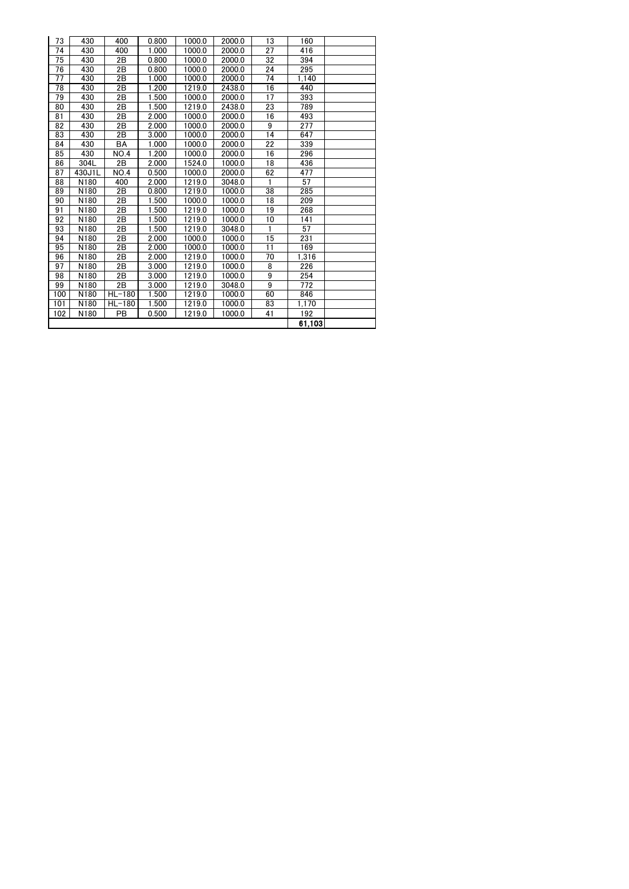| | | | | | | | | |
|---|---|---|---|---|---|---|---|---|
| 73 | 430 | 400 | 0.800 | 1000.0 | 2000.0 | 13 | 160 | |
| 74 | 430 | 400 | 1.000 | 1000.0 | 2000.0 | 27 | 416 | |
| 75 | 430 | 2B | 0.800 | 1000.0 | 2000.0 | 32 | 394 | |
| 76 | 430 | 2B | 0.800 | 1000.0 | 2000.0 | 24 | 295 | |
| 77 | 430 | 2B | 1.000 | 1000.0 | 2000.0 | 74 | 1,140 | |
| 78 | 430 | 2B | 1.200 | 1219.0 | 2438.0 | 16 | 440 | |
| 79 | 430 | 2B | 1.500 | 1000.0 | 2000.0 | 17 | 393 | |
| 80 | 430 | 2B | 1.500 | 1219.0 | 2438.0 | 23 | 789 | |
| 81 | 430 | 2B | 2.000 | 1000.0 | 2000.0 | 16 | 493 | |
| 82 | 430 | 2B | 2.000 | 1000.0 | 2000.0 | 9 | 277 | |
| 83 | 430 | 2B | 3.000 | 1000.0 | 2000.0 | 14 | 647 | |
| 84 | 430 | BA | 1.000 | 1000.0 | 2000.0 | 22 | 339 | |
| 85 | 430 | NO.4 | 1.200 | 1000.0 | 2000.0 | 16 | 296 | |
| 86 | 304L | 2B | 2.000 | 1524.0 | 1000.0 | 18 | 436 | |
| 87 | 430J1L | NO.4 | 0.500 | 1000.0 | 2000.0 | 62 | 477 | |
| 88 | N180 | 400 | 2.000 | 1219.0 | 3048.0 | 1 | 57 | |
| 89 | N180 | 2B | 0.800 | 1219.0 | 1000.0 | 38 | 285 | |
| 90 | N180 | 2B | 1.500 | 1000.0 | 1000.0 | 18 | 209 | |
| 91 | N180 | 2B | 1.500 | 1219.0 | 1000.0 | 19 | 268 | |
| 92 | N180 | 2B | 1.500 | 1219.0 | 1000.0 | 10 | 141 | |
| 93 | N180 | 2B | 1.500 | 1219.0 | 3048.0 | 1 | 57 | |
| 94 | N180 | 2B | 2.000 | 1000.0 | 1000.0 | 15 | 231 | |
| 95 | N180 | 2B | 2.000 | 1000.0 | 1000.0 | 11 | 169 | |
| 96 | N180 | 2B | 2.000 | 1219.0 | 1000.0 | 70 | 1,316 | |
| 97 | N180 | 2B | 3.000 | 1219.0 | 1000.0 | 8 | 226 | |
| 98 | N180 | 2B | 3.000 | 1219.0 | 1000.0 | 9 | 254 | |
| 99 | N180 | 2B | 3.000 | 1219.0 | 3048.0 | 9 | 772 | |
| 100 | N180 | HL-180 | 1.500 | 1219.0 | 1000.0 | 60 | 846 | |
| 101 | N180 | HL-180 | 1.500 | 1219.0 | 1000.0 | 83 | 1,170 | |
| 102 | N180 | PB | 0.500 | 1219.0 | 1000.0 | 41 | 192 | |
| | | | | | | | **61,103** | |